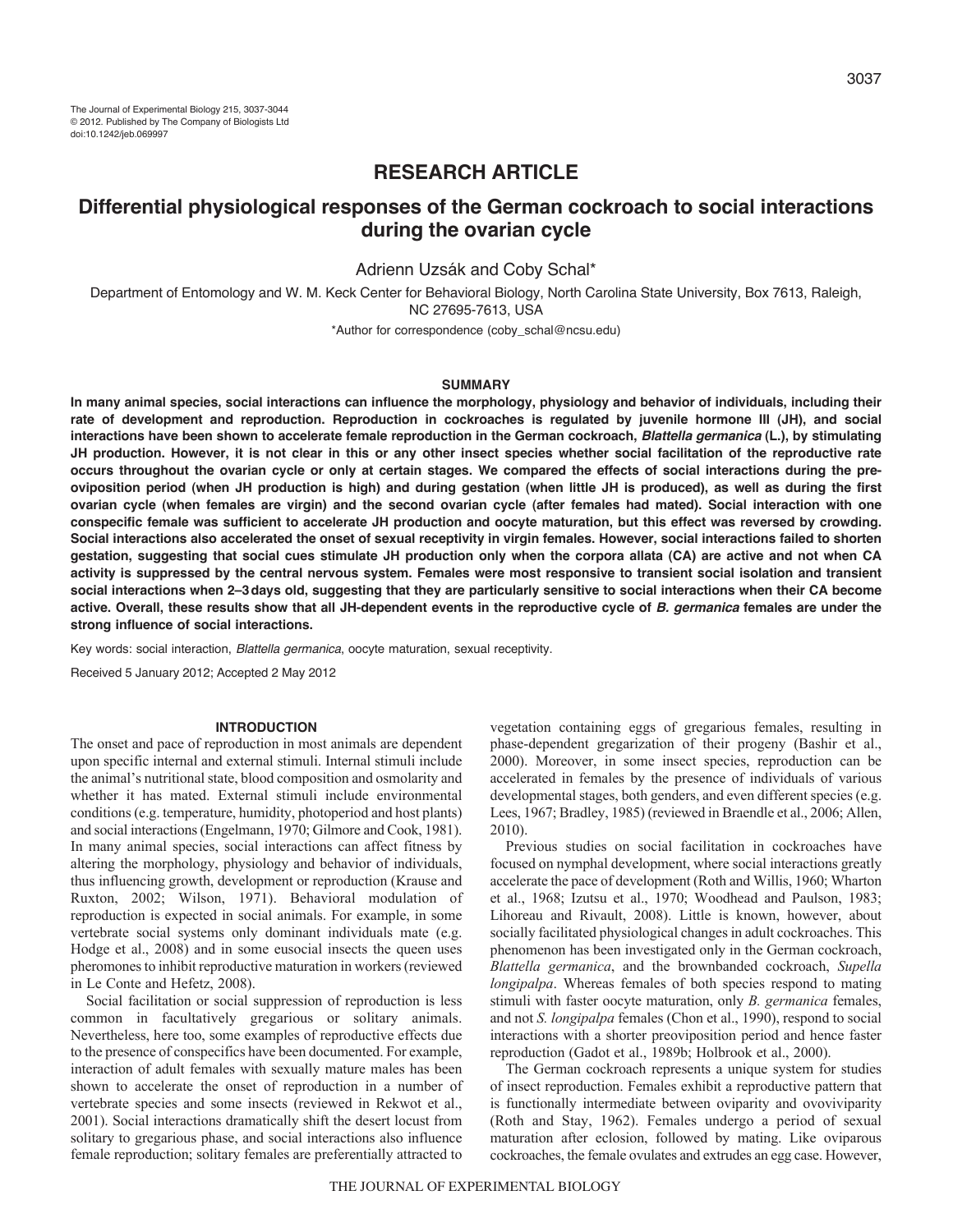# RESEARCH ARTICLE

# Differential physiological responses of the German cockroach to social interactions during the ovarian cycle

Adrienn Uzsák and Coby Schal*

Department of Entomology and W. M. Keck Center for Behavioral Biology, North Carolina State University, Box 7613, Raleigh, NC 27695-7613, USA

*Author for correspondence (coby_schal@ncsu.edu)

## SUMMARY

**In many animal species, social interactions can influence the morphology, physiology and behavior of individuals, including their rate of development and reproduction. Reproduction in cockroaches is regulated by juvenile hormone III (JH), and social interactions have been shown to accelerate female reproduction in the German cockroach, *Blattella germanica* (L.), by stimulating JH production. However, it is not clear in this or any other insect species whether social facilitation of the reproductive rate occurs throughout the ovarian cycle or only at certain stages. We compared the effects of social interactions during the pre-oviposition period (when JH production is high) and during gestation (when little JH is produced), as well as during the first ovarian cycle (when females are virgin) and the second ovarian cycle (after females had mated). Social interaction with one conspecific female was sufficient to accelerate JH production and oocyte maturation, but this effect was reversed by crowding. Social interactions also accelerated the onset of sexual receptivity in virgin females. However, social interactions failed to shorten gestation, suggesting that social cues stimulate JH production only when the corpora allata (CA) are active and not when CA activity is suppressed by the central nervous system. Females were most responsive to transient social isolation and transient social interactions when 2–3 days old, suggesting that they are particularly sensitive to social interactions when their CA become active. Overall, these results show that all JH-dependent events in the reproductive cycle of *B. germanica* females are under the strong influence of social interactions.**

Key words: social interaction, *Blattella germanica*, oocyte maturation, sexual receptivity.

Received 5 January 2012; Accepted 2 May 2012

## INTRODUCTION

The onset and pace of reproduction in most animals are dependent upon specific internal and external stimuli. Internal stimuli include the animal's nutritional state, blood composition and osmolarity and whether it has mated. External stimuli include environmental conditions (e.g. temperature, humidity, photoperiod and host plants) and social interactions (Engelmann, 1970; Gilmore and Cook, 1981). In many animal species, social interactions can affect fitness by altering the morphology, physiology and behavior of individuals, thus influencing growth, development or reproduction (Krause and Ruxton, 2002; Wilson, 1971). Behavioral modulation of reproduction is expected in social animals. For example, in some vertebrate social systems only dominant individuals mate (e.g. Hodge et al., 2008) and in some eusocial insects the queen uses pheromones to inhibit reproductive maturation in workers (reviewed in Le Conte and Hefetz, 2008).

Social facilitation or social suppression of reproduction is less common in facultatively gregarious or solitary animals. Nevertheless, here too, some examples of reproductive effects due to the presence of conspecifics have been documented. For example, interaction of adult females with sexually mature males has been shown to accelerate the onset of reproduction in a number of vertebrate species and some insects (reviewed in Rekwot et al., 2001). Social interactions dramatically shift the desert locust from solitary to gregarious phase, and social interactions also influence female reproduction; solitary females are preferentially attracted to vegetation containing eggs of gregarious females, resulting in phase-dependent gregarization of their progeny (Bashir et al., 2000). Moreover, in some insect species, reproduction can be accelerated in females by the presence of individuals of various developmental stages, both genders, and even different species (e.g. Lees, 1967; Bradley, 1985) (reviewed in Braendle et al., 2006; Allen, 2010).

Previous studies on social facilitation in cockroaches have focused on nymphal development, where social interactions greatly accelerate the pace of development (Roth and Willis, 1960; Wharton et al., 1968; Izutsu et al., 1970; Woodhead and Paulson, 1983; Lihoreau and Rivault, 2008). Little is known, however, about socially facilitated physiological changes in adult cockroaches. This phenomenon has been investigated only in the German cockroach, *Blattella germanica*, and the brownbanded cockroach, *Supella longipalpa*. Whereas females of both species respond to mating stimuli with faster oocyte maturation, only *B. germanica* females, and not *S. longipalpa* females (Chon et al., 1990), respond to social interactions with a shorter preoviposition period and hence faster reproduction (Gadot et al., 1989b; Holbrook et al., 2000).

The German cockroach represents a unique system for studies of insect reproduction. Females exhibit a reproductive pattern that is functionally intermediate between oviparity and ovoviviparity (Roth and Stay, 1962). Females undergo a period of sexual maturation after eclosion, followed by mating. Like oviparous cockroaches, the female ovulates and extrudes an egg case. However,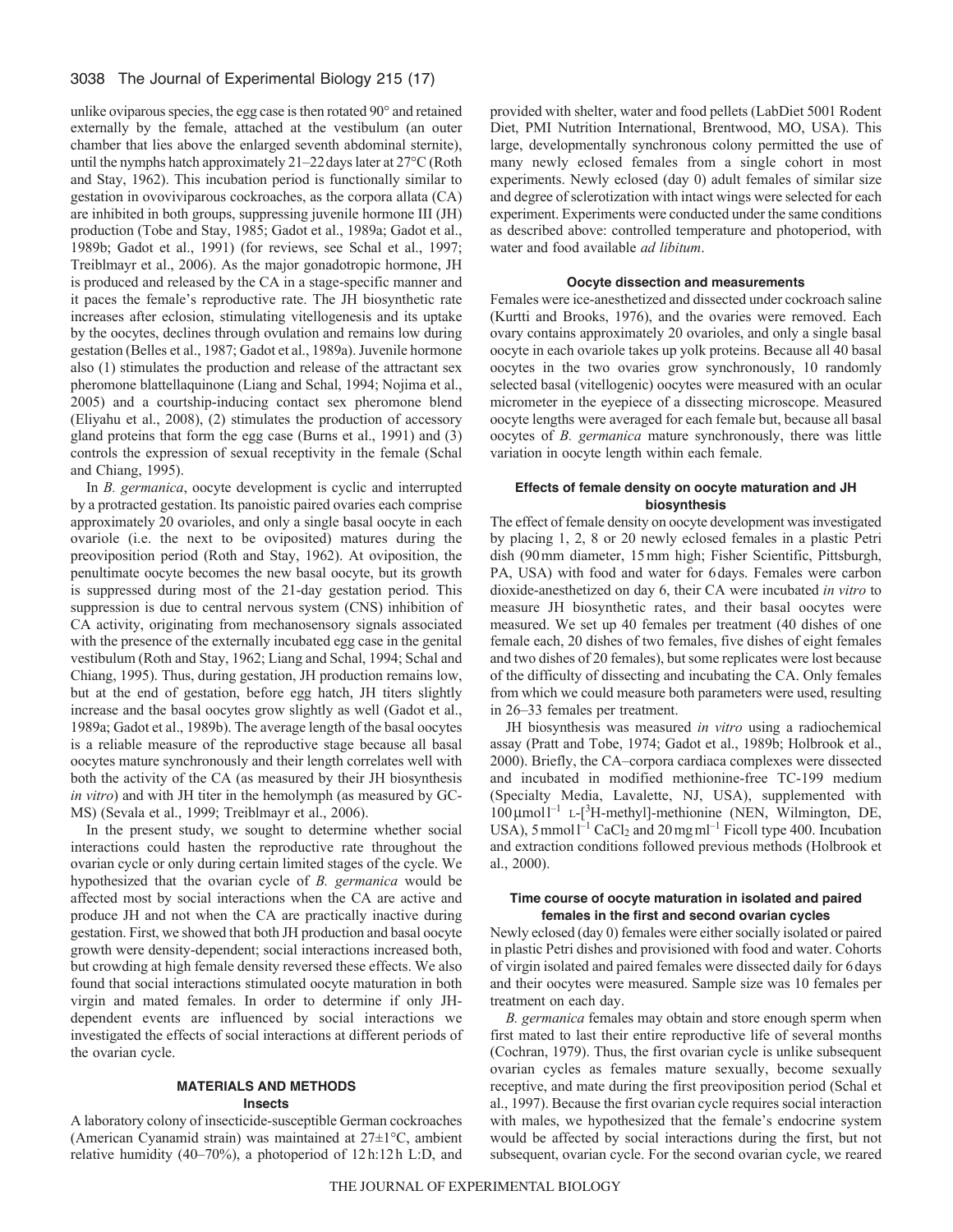unlike oviparous species, the egg case is then rotated 90° and retained externally by the female, attached at the vestibulum (an outer chamber that lies above the enlarged seventh abdominal sternite), until the nymphs hatch approximately 21–22 days later at 27°C (Roth and Stay, 1962). This incubation period is functionally similar to gestation in ovoviviparous cockroaches, as the corpora allata (CA) are inhibited in both groups, suppressing juvenile hormone III (JH) production (Tobe and Stay, 1985; Gadot et al., 1989a; Gadot et al., 1989b; Gadot et al., 1991) (for reviews, see Schal et al., 1997; Treiblmayr et al., 2006). As the major gonadotropic hormone, JH is produced and released by the CA in a stage-specific manner and it paces the female's reproductive rate. The JH biosynthetic rate increases after eclosion, stimulating vitellogenesis and its uptake by the oocytes, declines through ovulation and remains low during gestation (Belles et al., 1987; Gadot et al., 1989a). Juvenile hormone also (1) stimulates the production and release of the attractant sex pheromone blattellaquinone (Liang and Schal, 1994; Nojima et al., 2005) and a courtship-inducing contact sex pheromone blend (Eliyahu et al., 2008), (2) stimulates the production of accessory gland proteins that form the egg case (Burns et al., 1991) and (3) controls the expression of sexual receptivity in the female (Schal and Chiang, 1995).

In *B. germanica*, oocyte development is cyclic and interrupted by a protracted gestation. Its panoistic paired ovaries each comprise approximately 20 ovarioles, and only a single basal oocyte in each ovariole (i.e. the next to be oviposited) matures during the preoviposition period (Roth and Stay, 1962). At oviposition, the penultimate oocyte becomes the new basal oocyte, but its growth is suppressed during most of the 21-day gestation period. This suppression is due to central nervous system (CNS) inhibition of CA activity, originating from mechanosensory signals associated with the presence of the externally incubated egg case in the genital vestibulum (Roth and Stay, 1962; Liang and Schal, 1994; Schal and Chiang, 1995). Thus, during gestation, JH production remains low, but at the end of gestation, before egg hatch, JH titers slightly increase and the basal oocytes grow slightly as well (Gadot et al., 1989a; Gadot et al., 1989b). The average length of the basal oocytes is a reliable measure of the reproductive stage because all basal oocytes mature synchronously and their length correlates well with both the activity of the CA (as measured by their JH biosynthesis *in vitro*) and with JH titer in the hemolymph (as measured by GC-MS) (Sevala et al., 1999; Treiblmayr et al., 2006).

In the present study, we sought to determine whether social interactions could hasten the reproductive rate throughout the ovarian cycle or only during certain limited stages of the cycle. We hypothesized that the ovarian cycle of *B. germanica* would be affected most by social interactions when the CA are active and produce JH and not when the CA are practically inactive during gestation. First, we showed that both JH production and basal oocyte growth were density-dependent; social interactions increased both, but crowding at high female density reversed these effects. We also found that social interactions stimulated oocyte maturation in both virgin and mated females. In order to determine if only JH-dependent events are influenced by social interactions we investigated the effects of social interactions at different periods of the ovarian cycle.

## MATERIALS AND METHODS

### Insects

A laboratory colony of insecticide-susceptible German cockroaches (American Cyanamid strain) was maintained at 27±1°C, ambient relative humidity (40–70%), a photoperiod of 12 h:12 h L:D, and provided with shelter, water and food pellets (LabDiet 5001 Rodent Diet, PMI Nutrition International, Brentwood, MO, USA). This large, developmentally synchronous colony permitted the use of many newly eclosed females from a single cohort in most experiments. Newly eclosed (day 0) adult females of similar size and degree of sclerotization with intact wings were selected for each experiment. Experiments were conducted under the same conditions as described above: controlled temperature and photoperiod, with water and food available *ad libitum*.

### Oocyte dissection and measurements

Females were ice-anesthetized and dissected under cockroach saline (Kurtti and Brooks, 1976), and the ovaries were removed. Each ovary contains approximately 20 ovarioles, and only a single basal oocyte in each ovariole takes up yolk proteins. Because all 40 basal oocytes in the two ovaries grow synchronously, 10 randomly selected basal (vitellogenic) oocytes were measured with an ocular micrometer in the eyepiece of a dissecting microscope. Measured oocyte lengths were averaged for each female but, because all basal oocytes of *B. germanica* mature synchronously, there was little variation in oocyte length within each female.

### Effects of female density on oocyte maturation and JH biosynthesis

The effect of female density on oocyte development was investigated by placing 1, 2, 8 or 20 newly eclosed females in a plastic Petri dish (90 mm diameter, 15 mm high; Fisher Scientific, Pittsburgh, PA, USA) with food and water for 6 days. Females were carbon dioxide-anesthetized on day 6, their CA were incubated *in vitro* to measure JH biosynthetic rates, and their basal oocytes were measured. We set up 40 females per treatment (40 dishes of one female each, 20 dishes of two females, five dishes of eight females and two dishes of 20 females), but some replicates were lost because of the difficulty of dissecting and incubating the CA. Only females from which we could measure both parameters were used, resulting in 26–33 females per treatment.

JH biosynthesis was measured *in vitro* using a radiochemical assay (Pratt and Tobe, 1974; Gadot et al., 1989b; Holbrook et al., 2000). Briefly, the CA–corpora cardiaca complexes were dissected and incubated in modified methionine-free TC-199 medium (Specialty Media, Lavalette, NJ, USA), supplemented with $100\,\mu mol\,l^{-1}$ L-[$^3$H-methyl]-methionine (NEN, Wilmington, DE, USA), $5\,mmol\,l^{-1}$ $CaCl_2$ and $20\,mg\,ml^{-1}$ Ficoll type 400. Incubation and extraction conditions followed previous methods (Holbrook et al., 2000).

### Time course of oocyte maturation in isolated and paired females in the first and second ovarian cycles

Newly eclosed (day 0) females were either socially isolated or paired in plastic Petri dishes and provisioned with food and water. Cohorts of virgin isolated and paired females were dissected daily for 6 days and their oocytes were measured. Sample size was 10 females per treatment on each day.

*B. germanica* females may obtain and store enough sperm when first mated to last their entire reproductive life of several months (Cochran, 1979). Thus, the first ovarian cycle is unlike subsequent ovarian cycles as females mature sexually, become sexually receptive, and mate during the first preoviposition period (Schal et al., 1997). Because the first ovarian cycle requires social interaction with males, we hypothesized that the female's endocrine system would be affected by social interactions during the first, but not subsequent, ovarian cycle. For the second ovarian cycle, we reared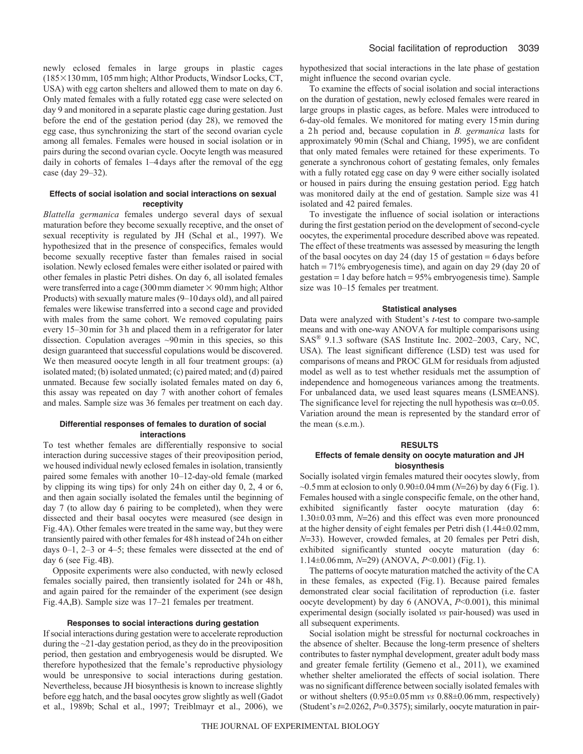newly eclosed females in large groups in plastic cages (185×130 mm, 105 mm high; Althor Products, Windsor Locks, CT, USA) with egg carton shelters and allowed them to mate on day 6. Only mated females with a fully rotated egg case were selected on day 9 and monitored in a separate plastic cage during gestation. Just before the end of the gestation period (day 28), we removed the egg case, thus synchronizing the start of the second ovarian cycle among all females. Females were housed in social isolation or in pairs during the second ovarian cycle. Oocyte length was measured daily in cohorts of females 1–4 days after the removal of the egg case (day 29–32).

#### Effects of social isolation and social interactions on sexual receptivity

*Blattella germanica* females undergo several days of sexual maturation before they become sexually receptive, and the onset of sexual receptivity is regulated by JH (Schal et al., 1997). We hypothesized that in the presence of conspecifics, females would become sexually receptive faster than females raised in social isolation. Newly eclosed females were either isolated or paired with other females in plastic Petri dishes. On day 6, all isolated females were transferred into a cage (300 mm diameter × 90 mm high; Althor Products) with sexually mature males (9–10 days old), and all paired females were likewise transferred into a second cage and provided with males from the same cohort. We removed copulating pairs every 15–30 min for 3 h and placed them in a refrigerator for later dissection. Copulation averages ~90 min in this species, so this design guaranteed that successful copulations would be discovered. We then measured oocyte length in all four treatment groups: (a) isolated mated; (b) isolated unmated; (c) paired mated; and (d) paired unmated. Because few socially isolated females mated on day 6, this assay was repeated on day 7 with another cohort of females and males. Sample size was 36 females per treatment on each day.

#### Differential responses of females to duration of social interactions

To test whether females are differentially responsive to social interaction during successive stages of their preoviposition period, we housed individual newly eclosed females in isolation, transiently paired some females with another 10–12-day-old female (marked by clipping its wing tips) for only 24 h on either day 0, 2, 4 or 6, and then again socially isolated the females until the beginning of day 7 (to allow day 6 pairing to be completed), when they were dissected and their basal oocytes were measured (see design in Fig. 4A). Other females were treated in the same way, but they were transiently paired with other females for 48 h instead of 24 h on either days 0–1, 2–3 or 4–5; these females were dissected at the end of day 6 (see Fig. 4B).

Opposite experiments were also conducted, with newly eclosed females socially paired, then transiently isolated for 24 h or 48 h, and again paired for the remainder of the experiment (see design Fig. 4A,B). Sample size was 17–21 females per treatment.

#### Responses to social interactions during gestation

If social interactions during gestation were to accelerate reproduction during the ~21-day gestation period, as they do in the preoviposition period, then gestation and embryogenesis would be disrupted. We therefore hypothesized that the female's reproductive physiology would be unresponsive to social interactions during gestation. Nevertheless, because JH biosynthesis is known to increase slightly before egg hatch, and the basal oocytes grow slightly as well (Gadot et al., 1989b; Schal et al., 1997; Treiblmayr et al., 2006), we hypothesized that social interactions in the late phase of gestation might influence the second ovarian cycle.

To examine the effects of social isolation and social interactions on the duration of gestation, newly eclosed females were reared in large groups in plastic cages, as before. Males were introduced to 6-day-old females. We monitored for mating every 15 min during a 2 h period and, because copulation in *B. germanica* lasts for approximately 90 min (Schal and Chiang, 1995), we are confident that only mated females were retained for these experiments. To generate a synchronous cohort of gestating females, only females with a fully rotated egg case on day 9 were either socially isolated or housed in pairs during the ensuing gestation period. Egg hatch was monitored daily at the end of gestation. Sample size was 41 isolated and 42 paired females.

To investigate the influence of social isolation or interactions during the first gestation period on the development of second-cycle oocytes, the experimental procedure described above was repeated. The effect of these treatments was assessed by measuring the length of the basal oocytes on day 24 (day 15 of gestation = 6 days before hatch = 71% embryogenesis time), and again on day 29 (day 20 of gestation = 1 day before hatch = 95% embryogenesis time). Sample size was 10–15 females per treatment.

#### Statistical analyses

Data were analyzed with Student's *t*-test to compare two-sample means and with one-way ANOVA for multiple comparisons using SAS® 9.1.3 software (SAS Institute Inc. 2002–2003, Cary, NC, USA). The least significant difference (LSD) test was used for comparisons of means and PROC GLM for residuals from adjusted model as well as to test whether residuals met the assumption of independence and homogeneous variances among the treatments. For unbalanced data, we used least squares means (LSMEANS). The significance level for rejecting the null hypothesis was $\alpha$=0.05. Variation around the mean is represented by the standard error of the mean (s.e.m.).

## RESULTS

#### Effects of female density on oocyte maturation and JH biosynthesis

Socially isolated virgin females matured their oocytes slowly, from ~0.5 mm at eclosion to only 0.90±0.04 mm ($N$=26) by day 6 (Fig. 1). Females housed with a single conspecific female, on the other hand, exhibited significantly faster oocyte maturation (day 6: 1.30±0.03 mm, $N$=26) and this effect was even more pronounced at the higher density of eight females per Petri dish (1.44±0.02 mm, $N$=33). However, crowded females, at 20 females per Petri dish, exhibited significantly stunted oocyte maturation (day 6: 1.14±0.06 mm, $N$=29) (ANOVA, $P$<0.001) (Fig. 1).

The patterns of oocyte maturation matched the activity of the CA in these females, as expected (Fig. 1). Because paired females demonstrated clear social facilitation of reproduction (i.e. faster oocyte development) by day 6 (ANOVA, $P$<0.001), this minimal experimental design (socially isolated *vs* pair-housed) was used in all subsequent experiments.

Social isolation might be stressful for nocturnal cockroaches in the absence of shelter. Because the long-term presence of shelters contributes to faster nymphal development, greater adult body mass and greater female fertility (Gemeno et al., 2011), we examined whether shelter ameliorated the effects of social isolation. There was no significant difference between socially isolated females with or without shelters (0.95±0.05 mm *vs* 0.88±0.06 mm, respectively) (Student's $t$=2.0262, $P$=0.3575); similarly, oocyte maturation in pair-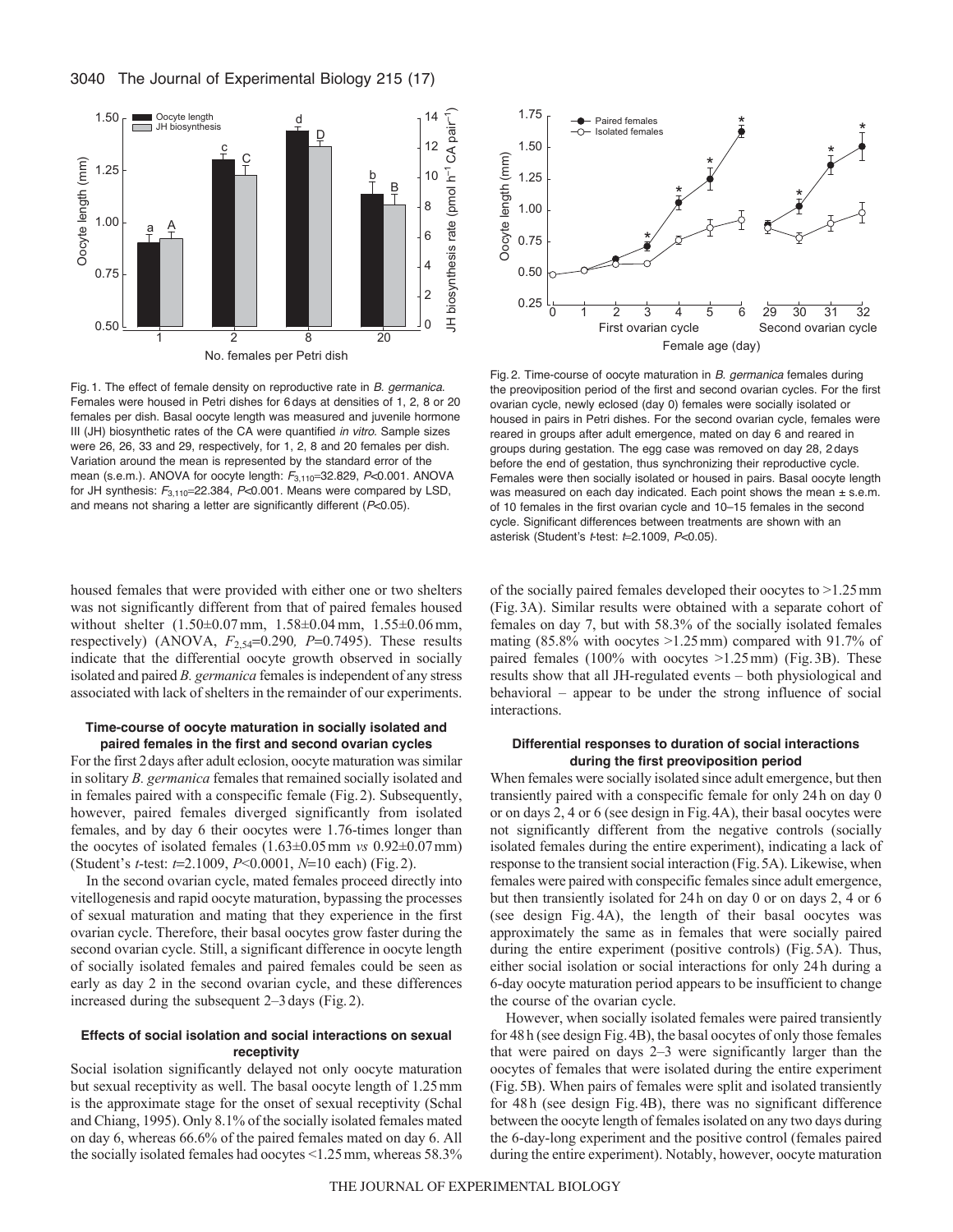Fig. 1. The effect of female density on reproductive rate in *B. germanica*. Females were housed in Petri dishes for 6 days at densities of 1, 2, 8 or 20 females per dish. Basal oocyte length was measured and juvenile hormone III (JH) biosynthetic rates of the CA were quantified *in vitro*. Sample sizes were 26, 26, 33 and 29, respectively, for 1, 2, 8 and 20 females per dish. Variation around the mean is represented by the standard error of the mean (s.e.m.). ANOVA for oocyte length: $F_{3,110}$=32.829, $P$<0.001. ANOVA for JH synthesis: $F_{3,110}$=22.384, $P$<0.001. Means were compared by LSD, and means not sharing a letter are significantly different ($P$<0.05).

Fig. 2. Time-course of oocyte maturation in *B. germanica* females during the preoviposition period of the first and second ovarian cycles. For the first ovarian cycle, newly eclosed (day 0) females were socially isolated or housed in pairs in Petri dishes. For the second ovarian cycle, females were reared in groups after adult emergence, mated on day 6 and reared in groups during gestation. The egg case was removed on day 28, 2 days before the end of gestation, thus synchronizing their reproductive cycle. Females were then socially isolated or housed in pairs. Basal oocyte length was measured on each day indicated. Each point shows the mean ± s.e.m. of 10 females in the first ovarian cycle and 10–15 females in the second cycle. Significant differences between treatments are shown with an asterisk (Student's *t*-test: $t$=2.1009, $P$<0.05).

housed females that were provided with either one or two shelters was not significantly different from that of paired females housed without shelter (1.50±0.07 mm, 1.58±0.04 mm, 1.55±0.06 mm, respectively) (ANOVA, $F_{2,54}$=0.290, $P$=0.7495). These results indicate that the differential oocyte growth observed in socially isolated and paired *B. germanica* females is independent of any stress associated with lack of shelters in the remainder of our experiments.

### Time-course of oocyte maturation in socially isolated and paired females in the first and second ovarian cycles

For the first 2 days after adult eclosion, oocyte maturation was similar in solitary *B. germanica* females that remained socially isolated and in females paired with a conspecific female (Fig. 2). Subsequently, however, paired females diverged significantly from isolated females, and by day 6 their oocytes were 1.76-times longer than the oocytes of isolated females (1.63±0.05 mm *vs* 0.92±0.07 mm) (Student's *t*-test: $t$=2.1009, $P$<0.0001, $N$=10 each) (Fig. 2).

In the second ovarian cycle, mated females proceed directly into vitellogenesis and rapid oocyte maturation, bypassing the processes of sexual maturation and mating that they experience in the first ovarian cycle. Therefore, their basal oocytes grow faster during the second ovarian cycle. Still, a significant difference in oocyte length of socially isolated females and paired females could be seen as early as day 2 in the second ovarian cycle, and these differences increased during the subsequent 2–3 days (Fig. 2).

### Effects of social isolation and social interactions on sexual receptivity

Social isolation significantly delayed not only oocyte maturation but sexual receptivity as well. The basal oocyte length of 1.25 mm is the approximate stage for the onset of sexual receptivity (Schal and Chiang, 1995). Only 8.1% of the socially isolated females mated on day 6, whereas 66.6% of the paired females mated on day 6. All the socially isolated females had oocytes <1.25 mm, whereas 58.3% of the socially paired females developed their oocytes to >1.25 mm (Fig. 3A). Similar results were obtained with a separate cohort of females on day 7, but with 58.3% of the socially isolated females mating (85.8% with oocytes >1.25 mm) compared with 91.7% of paired females (100% with oocytes >1.25 mm) (Fig. 3B). These results show that all JH-regulated events – both physiological and behavioral – appear to be under the strong influence of social interactions.

### Differential responses to duration of social interactions during the first preoviposition period

When females were socially isolated since adult emergence, but then transiently paired with a conspecific female for only 24 h on day 0 or on days 2, 4 or 6 (see design in Fig. 4A), their basal oocytes were not significantly different from the negative controls (socially isolated females during the entire experiment), indicating a lack of response to the transient social interaction (Fig. 5A). Likewise, when females were paired with conspecific females since adult emergence, but then transiently isolated for 24 h on day 0 or on days 2, 4 or 6 (see design Fig. 4A), the length of their basal oocytes was approximately the same as in females that were socially paired during the entire experiment (positive controls) (Fig. 5A). Thus, either social isolation or social interactions for only 24 h during a 6-day oocyte maturation period appears to be insufficient to change the course of the ovarian cycle.

However, when socially isolated females were paired transiently for 48 h (see design Fig. 4B), the basal oocytes of only those females that were paired on days 2–3 were significantly larger than the oocytes of females that were isolated during the entire experiment (Fig. 5B). When pairs of females were split and isolated transiently for 48 h (see design Fig. 4B), there was no significant difference between the oocyte length of females isolated on any two days during the 6-day-long experiment and the positive control (females paired during the entire experiment). Notably, however, oocyte maturation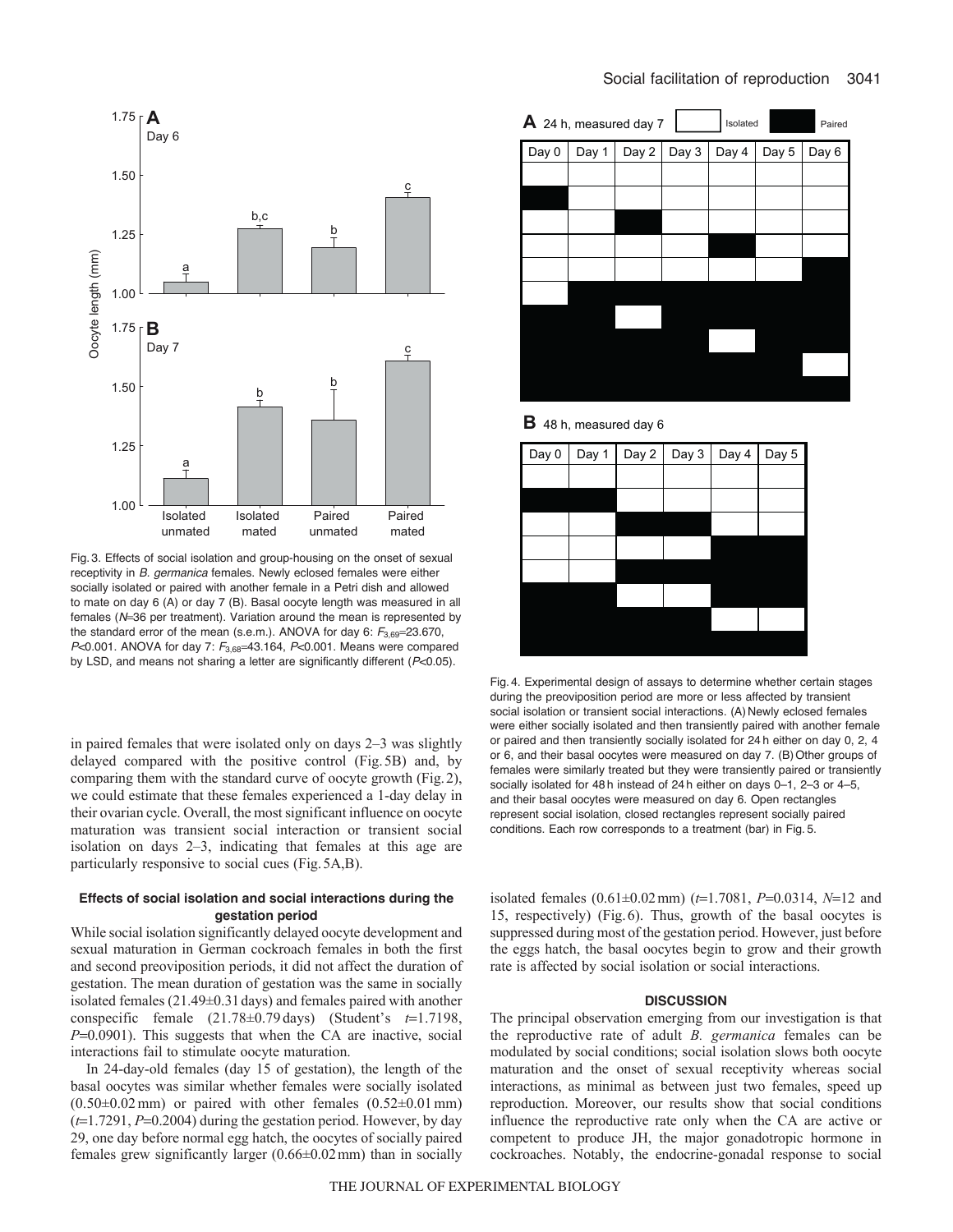Fig. 3. Effects of social isolation and group-housing on the onset of sexual receptivity in *B. germanica* females. Newly eclosed females were either socially isolated or paired with another female in a Petri dish and allowed to mate on day 6 (A) or day 7 (B). Basal oocyte length was measured in all females ($N$=36 per treatment). Variation around the mean is represented by the standard error of the mean (s.e.m.). ANOVA for day 6: $F_{3,69}$=23.670, $P$<0.001. ANOVA for day 7: $F_{3,68}$=43.164, $P$<0.001. Means were compared by LSD, and means not sharing a letter are significantly different ($P$<0.05).

Fig. 4. Experimental design of assays to determine whether certain stages during the preoviposition period are more or less affected by transient social isolation or transient social interactions. (A) Newly eclosed females were either socially isolated and then transiently paired with another female or paired and then transiently socially isolated for 24 h either on day 0, 2, 4 or 6, and their basal oocytes were measured on day 7. (B) Other groups of females were similarly treated but they were transiently paired or transiently socially isolated for 48 h instead of 24 h either on days 0–1, 2–3 or 4–5, and their basal oocytes were measured on day 6. Open rectangles represent social isolation, closed rectangles represent socially paired conditions. Each row corresponds to a treatment (bar) in Fig. 5.

in paired females that were isolated only on days 2–3 was slightly delayed compared with the positive control (Fig. 5B) and, by comparing them with the standard curve of oocyte growth (Fig. 2), we could estimate that these females experienced a 1-day delay in their ovarian cycle. Overall, the most significant influence on oocyte maturation was transient social interaction or transient social isolation on days 2–3, indicating that females at this age are particularly responsive to social cues (Fig. 5A,B).

### Effects of social isolation and social interactions during the gestation period

While social isolation significantly delayed oocyte development and sexual maturation in German cockroach females in both the first and second preoviposition periods, it did not affect the duration of gestation. The mean duration of gestation was the same in socially isolated females (21.49±0.31 days) and females paired with another conspecific female (21.78±0.79 days) (Student's $t$=1.7198, $P$=0.0901). This suggests that when the CA are inactive, social interactions fail to stimulate oocyte maturation.

In 24-day-old females (day 15 of gestation), the length of the basal oocytes was similar whether females were socially isolated (0.50±0.02 mm) or paired with other females (0.52±0.01 mm) ($t$=1.7291, $P$=0.2004) during the gestation period. However, by day 29, one day before normal egg hatch, the oocytes of socially paired females grew significantly larger (0.66±0.02 mm) than in socially isolated females (0.61±0.02 mm) ($t$=1.7081, $P$=0.0314, $N$=12 and 15, respectively) (Fig. 6). Thus, growth of the basal oocytes is suppressed during most of the gestation period. However, just before the eggs hatch, the basal oocytes begin to grow and their growth rate is affected by social isolation or social interactions.

## DISCUSSION

The principal observation emerging from our investigation is that the reproductive rate of adult *B. germanica* females can be modulated by social conditions; social isolation slows both oocyte maturation and the onset of sexual receptivity whereas social interactions, as minimal as between just two females, speed up reproduction. Moreover, our results show that social conditions influence the reproductive rate only when the CA are active or competent to produce JH, the major gonadotropic hormone in cockroaches. Notably, the endocrine-gonadal response to social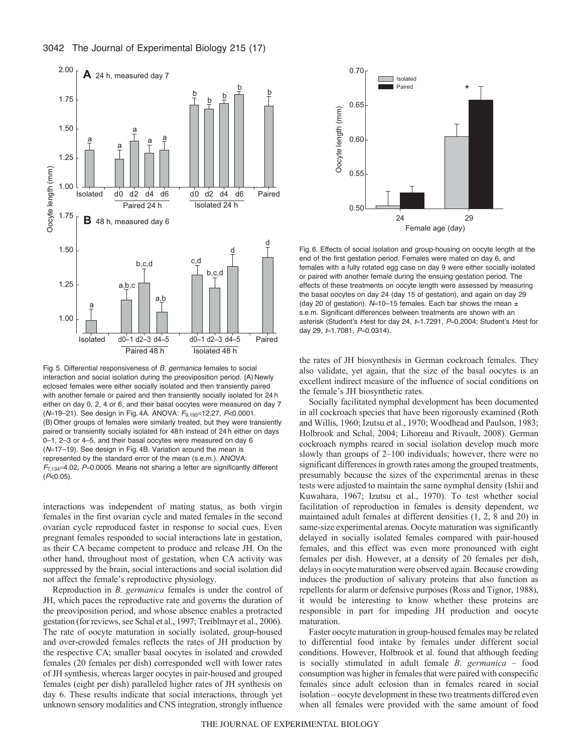Fig. 5. Differential responsiveness of *B. germanica* females to social interaction and social isolation during the preoviposition period. (A) Newly eclosed females were either socially isolated and then transiently paired with another female or paired and then transiently socially isolated for 24 h either on day 0, 2, 4 or 6, and their basal oocytes were measured on day 7 ($N$=19–21). See design in Fig. 4A. ANOVA: $F_{9,195}$=12.27, $P$<0.0001. (B) Other groups of females were similarly treated, but they were transiently paired or transiently socially isolated for 48 h instead of 24 h either on days 0–1, 2–3 or 4–5, and their basal oocytes were measured on day 6 ($N$=17–19). See design in Fig. 4B. Variation around the mean is represented by the standard error of the mean (s.e.m.). ANOVA: $F_{7,134}$=4.02, $P$=0.0005. Means not sharing a letter are significantly different ($P$<0.05).

Fig. 6. Effects of social isolation and group-housing on oocyte length at the end of the first gestation period. Females were mated on day 6, and females with a fully rotated egg case on day 9 were either socially isolated or paired with another female during the ensuing gestation period. The effects of these treatments on oocyte length were assessed by measuring the basal oocytes on day 24 (day 15 of gestation), and again on day 29 (day 20 of gestation). $N$=10–15 females. Each bar shows the mean ± s.e.m. Significant differences between treatments are shown with an asterisk (Student's $t$-test for day 24, $t$=1.7291, $P$=0.2004; Student's $t$-test for day 29, $t$=1.7081, $P$=0.0314).

interactions was independent of mating status, as both virgin females in the first ovarian cycle and mated females in the second ovarian cycle reproduced faster in response to social cues. Even pregnant females responded to social interactions late in gestation, as their CA became competent to produce and release JH. On the other hand, throughout most of gestation, when CA activity was suppressed by the brain, social interactions and social isolation did not affect the female's reproductive physiology.

Reproduction in *B. germanica* females is under the control of JH, which paces the reproductive rate and governs the duration of the preoviposition period, and whose absence enables a protracted gestation (for reviews, see Schal et al., 1997; Treiblmayr et al., 2006). The rate of oocyte maturation in socially isolated, group-housed and over-crowded females reflects the rates of JH production by the respective CA; smaller basal oocytes in isolated and crowded females (20 females per dish) corresponded well with lower rates of JH synthesis, whereas larger oocytes in pair-housed and grouped females (eight per dish) paralleled higher rates of JH synthesis on day 6. These results indicate that social interactions, through yet unknown sensory modalities and CNS integration, strongly influence the rates of JH biosynthesis in German cockroach females. They also validate, yet again, that the size of the basal oocytes is an excellent indirect measure of the influence of social conditions on the female's JH biosynthetic rates.

Socially facilitated nymphal development has been documented in all cockroach species that have been rigorously examined (Roth and Willis, 1960; Izutsu et al., 1970; Woodhead and Paulson, 1983; Holbrook and Schal, 2004; Lihoreau and Rivault, 2008). German cockroach nymphs reared in social isolation develop much more slowly than groups of 2–100 individuals; however, there were no significant differences in growth rates among the grouped treatments, presumably because the sizes of the experimental arenas in these tests were adjusted to maintain the same nymphal density (Ishii and Kuwahara, 1967; Izutsu et al., 1970). To test whether social facilitation of reproduction in females is density dependent, we maintained adult females at different densities (1, 2, 8 and 20) in same-size experimental arenas. Oocyte maturation was significantly delayed in socially isolated females compared with pair-housed females, and this effect was even more pronounced with eight females per dish. However, at a density of 20 females per dish, delays in oocyte maturation were observed again. Because crowding induces the production of salivary proteins that also function as repellents for alarm or defensive purposes (Ross and Tignor, 1988), it would be interesting to know whether these proteins are responsible in part for impeding JH production and oocyte maturation.

Faster oocyte maturation in group-housed females may be related to differential food intake by females under different social conditions. However, Holbrook et al. found that although feeding is socially stimulated in adult female *B. germanica* – food consumption was higher in females that were paired with conspecific females since adult eclosion than in females reared in social isolation – oocyte development in these two treatments differed even when all females were provided with the same amount of food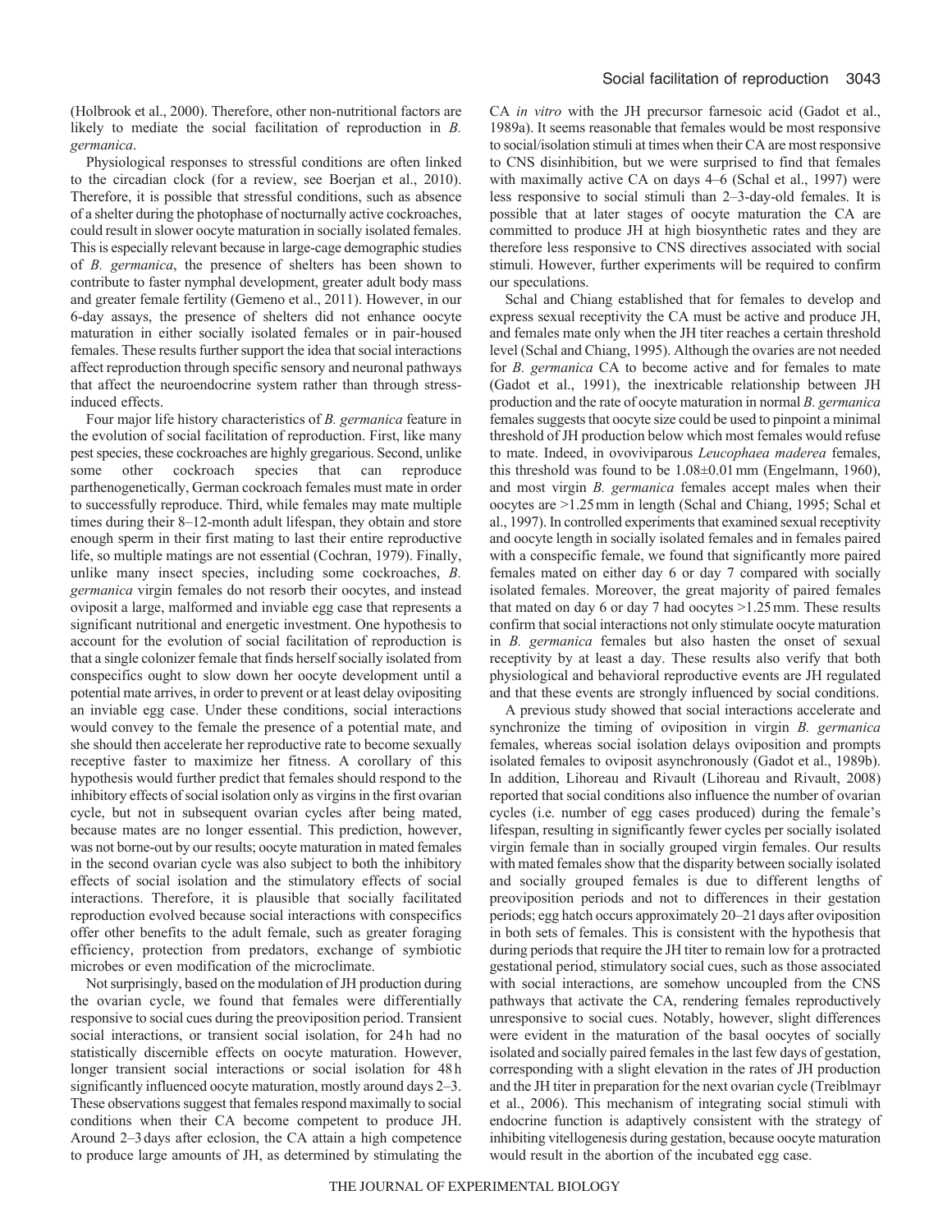(Holbrook et al., 2000). Therefore, other non-nutritional factors are likely to mediate the social facilitation of reproduction in *B. germanica*.

Physiological responses to stressful conditions are often linked to the circadian clock (for a review, see Boerjan et al., 2010). Therefore, it is possible that stressful conditions, such as absence of a shelter during the photophase of nocturnally active cockroaches, could result in slower oocyte maturation in socially isolated females. This is especially relevant because in large-cage demographic studies of *B. germanica*, the presence of shelters has been shown to contribute to faster nymphal development, greater adult body mass and greater female fertility (Gemeno et al., 2011). However, in our 6-day assays, the presence of shelters did not enhance oocyte maturation in either socially isolated females or in pair-housed females. These results further support the idea that social interactions affect reproduction through specific sensory and neuronal pathways that affect the neuroendocrine system rather than through stress-induced effects.

Four major life history characteristics of *B. germanica* feature in the evolution of social facilitation of reproduction. First, like many pest species, these cockroaches are highly gregarious. Second, unlike some other cockroach species that can reproduce parthenogenetically, German cockroach females must mate in order to successfully reproduce. Third, while females may mate multiple times during their 8–12-month adult lifespan, they obtain and store enough sperm in their first mating to last their entire reproductive life, so multiple matings are not essential (Cochran, 1979). Finally, unlike many insect species, including some cockroaches, *B. germanica* virgin females do not resorb their oocytes, and instead oviposit a large, malformed and inviable egg case that represents a significant nutritional and energetic investment. One hypothesis to account for the evolution of social facilitation of reproduction is that a single colonizer female that finds herself socially isolated from conspecifics ought to slow down her oocyte development until a potential mate arrives, in order to prevent or at least delay ovipositing an inviable egg case. Under these conditions, social interactions would convey to the female the presence of a potential mate, and she should then accelerate her reproductive rate to become sexually receptive faster to maximize her fitness. A corollary of this hypothesis would further predict that females should respond to the inhibitory effects of social isolation only as virgins in the first ovarian cycle, but not in subsequent ovarian cycles after being mated, because mates are no longer essential. This prediction, however, was not borne-out by our results; oocyte maturation in mated females in the second ovarian cycle was also subject to both the inhibitory effects of social isolation and the stimulatory effects of social interactions. Therefore, it is plausible that socially facilitated reproduction evolved because social interactions with conspecifics offer other benefits to the adult female, such as greater foraging efficiency, protection from predators, exchange of symbiotic microbes or even modification of the microclimate.

Not surprisingly, based on the modulation of JH production during the ovarian cycle, we found that females were differentially responsive to social cues during the preoviposition period. Transient social interactions, or transient social isolation, for 24 h had no statistically discernible effects on oocyte maturation. However, longer transient social interactions or social isolation for 48 h significantly influenced oocyte maturation, mostly around days 2–3. These observations suggest that females respond maximally to social conditions when their CA become competent to produce JH. Around 2–3 days after eclosion, the CA attain a high competence to produce large amounts of JH, as determined by stimulating the CA *in vitro* with the JH precursor farnesoic acid (Gadot et al., 1989a). It seems reasonable that females would be most responsive to social/isolation stimuli at times when their CA are most responsive to CNS disinhibition, but we were surprised to find that females with maximally active CA on days 4–6 (Schal et al., 1997) were less responsive to social stimuli than 2–3-day-old females. It is possible that at later stages of oocyte maturation the CA are committed to produce JH at high biosynthetic rates and they are therefore less responsive to CNS directives associated with social stimuli. However, further experiments will be required to confirm our speculations.

Schal and Chiang established that for females to develop and express sexual receptivity the CA must be active and produce JH, and females mate only when the JH titer reaches a certain threshold level (Schal and Chiang, 1995). Although the ovaries are not needed for *B. germanica* CA to become active and for females to mate (Gadot et al., 1991), the inextricable relationship between JH production and the rate of oocyte maturation in normal *B. germanica* females suggests that oocyte size could be used to pinpoint a minimal threshold of JH production below which most females would refuse to mate. Indeed, in ovoviviparous *Leucophaea maderea* females, this threshold was found to be 1.08±0.01 mm (Engelmann, 1960), and most virgin *B. germanica* females accept males when their oocytes are >1.25 mm in length (Schal and Chiang, 1995; Schal et al., 1997). In controlled experiments that examined sexual receptivity and oocyte length in socially isolated females and in females paired with a conspecific female, we found that significantly more paired females mated on either day 6 or day 7 compared with socially isolated females. Moreover, the great majority of paired females that mated on day 6 or day 7 had oocytes >1.25 mm. These results confirm that social interactions not only stimulate oocyte maturation in *B. germanica* females but also hasten the onset of sexual receptivity by at least a day. These results also verify that both physiological and behavioral reproductive events are JH regulated and that these events are strongly influenced by social conditions.

A previous study showed that social interactions accelerate and synchronize the timing of oviposition in virgin *B. germanica* females, whereas social isolation delays oviposition and prompts isolated females to oviposit asynchronously (Gadot et al., 1989b). In addition, Lihoreau and Rivault (Lihoreau and Rivault, 2008) reported that social conditions also influence the number of ovarian cycles (i.e. number of egg cases produced) during the female's lifespan, resulting in significantly fewer cycles per socially isolated virgin female than in socially grouped virgin females. Our results with mated females show that the disparity between socially isolated and socially grouped females is due to different lengths of preoviposition periods and not to differences in their gestation periods; egg hatch occurs approximately 20–21 days after oviposition in both sets of females. This is consistent with the hypothesis that during periods that require the JH titer to remain low for a protracted gestational period, stimulatory social cues, such as those associated with social interactions, are somehow uncoupled from the CNS pathways that activate the CA, rendering females reproductively unresponsive to social cues. Notably, however, slight differences were evident in the maturation of the basal oocytes of socially isolated and socially paired females in the last few days of gestation, corresponding with a slight elevation in the rates of JH production and the JH titer in preparation for the next ovarian cycle (Treiblmayr et al., 2006). This mechanism of integrating social stimuli with endocrine function is adaptively consistent with the strategy of inhibiting vitellogenesis during gestation, because oocyte maturation would result in the abortion of the incubated egg case.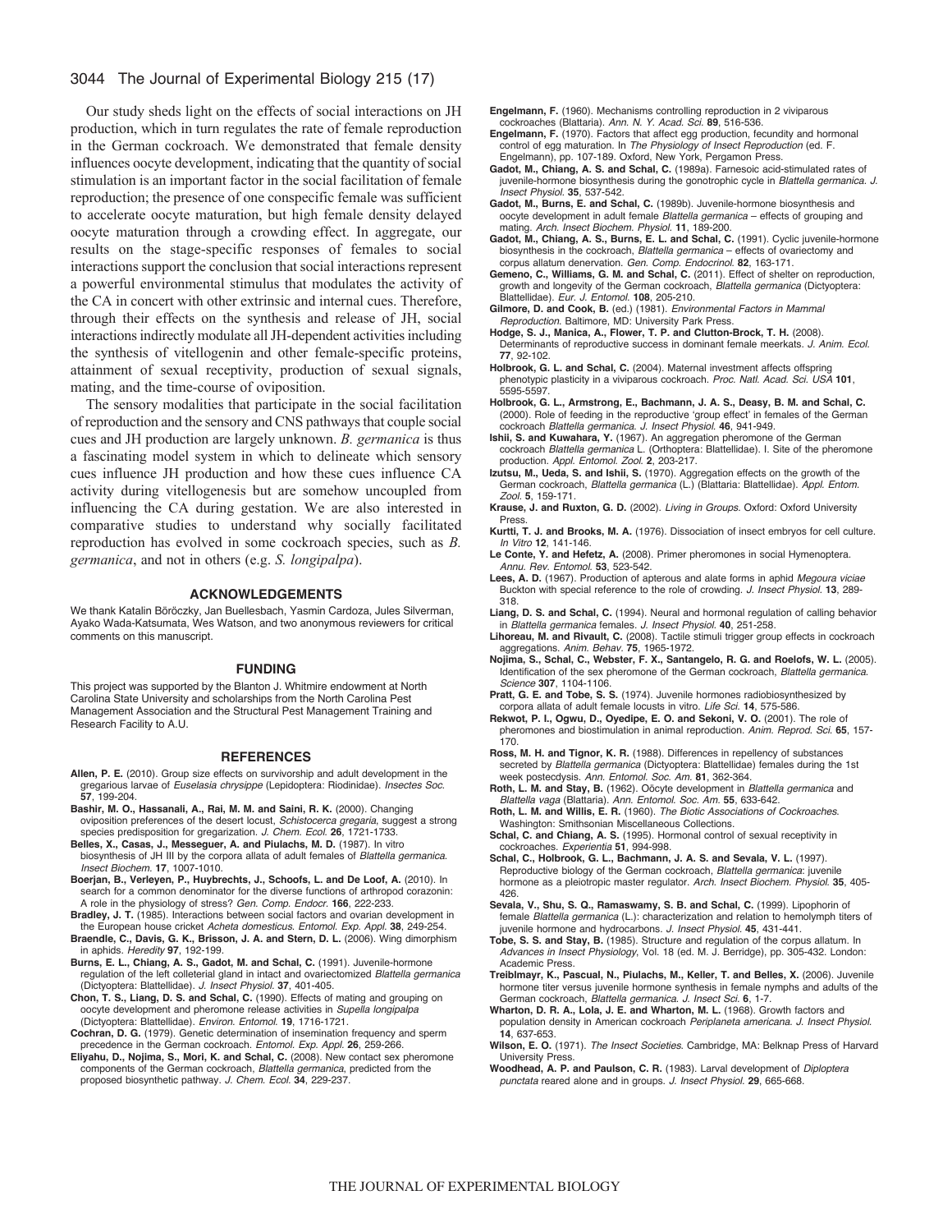Our study sheds light on the effects of social interactions on JH production, which in turn regulates the rate of female reproduction in the German cockroach. We demonstrated that female density influences oocyte development, indicating that the quantity of social stimulation is an important factor in the social facilitation of female reproduction; the presence of one conspecific female was sufficient to accelerate oocyte maturation, but high female density delayed oocyte maturation through a crowding effect. In aggregate, our results on the stage-specific responses of females to social interactions support the conclusion that social interactions represent a powerful environmental stimulus that modulates the activity of the CA in concert with other extrinsic and internal cues. Therefore, through their effects on the synthesis and release of JH, social interactions indirectly modulate all JH-dependent activities including the synthesis of vitellogenin and other female-specific proteins, attainment of sexual receptivity, production of sexual signals, mating, and the time-course of oviposition.

The sensory modalities that participate in the social facilitation of reproduction and the sensory and CNS pathways that couple social cues and JH production are largely unknown. *B. germanica* is thus a fascinating model system in which to delineate which sensory cues influence JH production and how these cues influence CA activity during vitellogenesis but are somehow uncoupled from influencing the CA during gestation. We are also interested in comparative studies to understand why socially facilitated reproduction has evolved in some cockroach species, such as *B. germanica*, and not in others (e.g. *S. longipalpa*).

## ACKNOWLEDGEMENTS

We thank Katalin Böröczky, Jan Buellesbach, Yasmin Cardoza, Jules Silverman, Ayako Wada-Katsumata, Wes Watson, and two anonymous reviewers for critical comments on this manuscript.

## FUNDING

This project was supported by the Blanton J. Whitmire endowment at North Carolina State University and scholarships from the North Carolina Pest Management Association and the Structural Pest Management Training and Research Facility to A.U.

## REFERENCES

**Allen, P. E.** (2010). Group size effects on survivorship and adult development in the gregarious larvae of *Euselasia chrysippe* (Lepidoptera: Riodinidae). *Insectes Soc.* **57**, 199-204.

**Bashir, M. O., Hassanali, A., Rai, M. M. and Saini, R. K.** (2000). Changing oviposition preferences of the desert locust, *Schistocerca gregaria*, suggest a strong species predisposition for gregarization. *J. Chem. Ecol.* **26**, 1721-1733.

**Belles, X., Casas, J., Messeguer, A. and Piulachs, M. D.** (1987). In vitro biosynthesis of JH III by the corpora allata of adult females of *Blattella germanica*. *Insect Biochem.* **17**, 1007-1010.

**Boerjan, B., Verleyen, P., Huybrechts, J., Schoofs, L. and De Loof, A.** (2010). In search for a common denominator for the diverse functions of arthropod corazonin: A role in the physiology of stress? *Gen. Comp. Endocr.* **166**, 222-233.

**Bradley, J. T.** (1985). Interactions between social factors and ovarian development in the European house cricket *Acheta domesticus*. *Entomol. Exp. Appl.* **38**, 249-254.

**Braendle, C., Davis, G. K., Brisson, J. A. and Stern, D. L.** (2006). Wing dimorphism in aphids. *Heredity* **97**, 192-199.

**Burns, E. L., Chiang, A. S., Gadot, M. and Schal, C.** (1991). Juvenile-hormone regulation of the left colleterial gland in intact and ovariectomized *Blattella germanica* (Dictyoptera: Blattellidae). *J. Insect Physiol.* **37**, 401-405.

**Chon, T. S., Liang, D. S. and Schal, C.** (1990). Effects of mating and grouping on oocyte development and pheromone release activities in *Supella longipalpa* (Dictyoptera: Blattellidae). *Environ. Entomol.* **19**, 1716-1721.

**Cochran, D. G.** (1979). Genetic determination of insemination frequency and sperm precedence in the German cockroach. *Entomol. Exp. Appl.* **26**, 259-266.

**Eliyahu, D., Nojima, S., Mori, K. and Schal, C.** (2008). New contact sex pheromone components of the German cockroach, *Blattella germanica*, predicted from the proposed biosynthetic pathway. *J. Chem. Ecol.* **34**, 229-237.

**Engelmann, F.** (1960). Mechanisms controlling reproduction in 2 viviparous cockroaches (Blattaria). *Ann. N. Y. Acad. Sci.* **89**, 516-536.

**Engelmann, F.** (1970). Factors that affect egg production, fecundity and hormonal control of egg maturation. In *The Physiology of Insect Reproduction* (ed. F. Engelmann), pp. 107-189. Oxford, New York, Pergamon Press.

**Gadot, M., Chiang, A. S. and Schal, C.** (1989a). Farnesoic acid-stimulated rates of juvenile-hormone biosynthesis during the gonotrophic cycle in *Blattella germanica*. *J. Insect Physiol.* **35**, 537-542.

**Gadot, M., Burns, E. and Schal, C.** (1989b). Juvenile-hormone biosynthesis and oocyte development in adult female *Blattella germanica* – effects of grouping and mating. *Arch. Insect Biochem. Physiol.* **11**, 189-200.

**Gadot, M., Chiang, A. S., Burns, E. L. and Schal, C.** (1991). Cyclic juvenile-hormone biosynthesis in the cockroach, *Blattella germanica* – effects of ovariectomy and corpus allatum denervation. *Gen. Comp. Endocrinol.* **82**, 163-171.

**Gemeno, C., Williams, G. M. and Schal, C.** (2011). Effect of shelter on reproduction, growth and longevity of the German cockroach, *Blattella germanica* (Dictyoptera: Blattellidae). *Eur. J. Entomol.* **108**, 205-210.

**Gilmore, D. and Cook, B.** (ed.) (1981). *Environmental Factors in Mammal Reproduction*. Baltimore, MD: University Park Press.

**Hodge, S. J., Manica, A., Flower, T. P. and Clutton-Brock, T. H.** (2008). Determinants of reproductive success in dominant female meerkats. *J. Anim. Ecol.* **77**, 92-102.

**Holbrook, G. L. and Schal, C.** (2004). Maternal investment affects offspring phenotypic plasticity in a viviparous cockroach. *Proc. Natl. Acad. Sci. USA* **101**, 5595-5597.

**Holbrook, G. L., Armstrong, E., Bachmann, J. A. S., Deasy, B. M. and Schal, C.** (2000). Role of feeding in the reproductive 'group effect' in females of the German cockroach *Blattella germanica*. *J. Insect Physiol.* **46**, 941-949.

**Ishii, S. and Kuwahara, Y.** (1967). An aggregation pheromone of the German cockroach *Blattella germanica* L. (Orthoptera: Blattellidae). I. Site of the pheromone production. *Appl. Entomol. Zool.* **2**, 203-217.

**Izutsu, M., Ueda, S. and Ishii, S.** (1970). Aggregation effects on the growth of the German cockroach, *Blattella germanica* (L.) (Blattaria: Blattellidae). *Appl. Entom. Zool.* **5**, 159-171.

**Krause, J. and Ruxton, G. D.** (2002). *Living in Groups*. Oxford: Oxford University Press.

**Kurtti, T. J. and Brooks, M. A.** (1976). Dissociation of insect embryos for cell culture. *In Vitro* **12**, 141-146.

**Le Conte, Y. and Hefetz, A.** (2008). Primer pheromones in social Hymenoptera. *Annu. Rev. Entomol.* **53**, 523-542.

**Lees, A. D.** (1967). Production of apterous and alate forms in aphid *Megoura viciae* Buckton with special reference to the role of crowding. *J. Insect Physiol.* **13**, 289-318.

**Liang, D. S. and Schal, C.** (1994). Neural and hormonal regulation of calling behavior in *Blattella germanica* females. *J. Insect Physiol.* **40**, 251-258.

**Lihoreau, M. and Rivault, C.** (2008). Tactile stimuli trigger group effects in cockroach aggregations. *Anim. Behav.* **75**, 1965-1972.

**Nojima, S., Schal, C., Webster, F. X., Santangelo, R. G. and Roelofs, W. L.** (2005). Identification of the sex pheromone of the German cockroach, *Blattella germanica*. *Science* **307**, 1104-1106.

**Pratt, G. E. and Tobe, S. S.** (1974). Juvenile hormones radiobiosynthesized by corpora allata of adult female locusts in vitro. *Life Sci.* **14**, 575-586.

**Rekwot, P. I., Ogwu, D., Oyedipe, E. O. and Sekoni, V. O.** (2001). The role of pheromones and biostimulation in animal reproduction. *Anim. Reprod. Sci.* **65**, 157-170.

**Ross, M. H. and Tignor, K. R.** (1988). Differences in repellency of substances secreted by *Blattella germanica* (Dictyoptera: Blattellidae) females during the 1st week postecdysis. *Ann. Entomol. Soc. Am.* **81**, 362-364.

**Roth, L. M. and Stay, B.** (1962). Oöcyte development in *Blattella germanica* and *Blattella vaga* (Blattaria). *Ann. Entomol. Soc. Am.* **55**, 633-642.

**Roth, L. M. and Willis, E. R.** (1960). *The Biotic Associations of Cockroaches*. Washington: Smithsonian Miscellaneous Collections.

**Schal, C. and Chiang, A. S.** (1995). Hormonal control of sexual receptivity in cockroaches. *Experientia* **51**, 994-998.

**Schal, C., Holbrook, G. L., Bachmann, J. A. S. and Sevala, V. L.** (1997). Reproductive biology of the German cockroach, *Blattella germanica*: juvenile hormone as a pleiotropic master regulator. *Arch. Insect Biochem. Physiol.* **35**, 405-426.

**Sevala, V., Shu, S. Q., Ramaswamy, S. B. and Schal, C.** (1999). Lipophorin of female *Blattella germanica* (L.): characterization and relation to hemolymph titers of juvenile hormone and hydrocarbons. *J. Insect Physiol.* **45**, 431-441.

**Tobe, S. S. and Stay, B.** (1985). Structure and regulation of the corpus allatum. In *Advances in Insect Physiology*, Vol. 18 (ed. M. J. Berridge), pp. 305-432. London: Academic Press.

**Treiblmayr, K., Pascual, N., Piulachs, M., Keller, T. and Belles, X.** (2006). Juvenile hormone titer versus juvenile hormone synthesis in female nymphs and adults of the German cockroach, *Blattella germanica*. *J. Insect Sci.* **6**, 1-7.

**Wharton, D. R. A., Lola, J. E. and Wharton, M. L.** (1968). Growth factors and population density in American cockroach *Periplaneta americana*. *J. Insect Physiol.* **14**, 637-653.

**Wilson, E. O.** (1971). *The Insect Societies*. Cambridge, MA: Belknap Press of Harvard University Press.

**Woodhead, A. P. and Paulson, C. R.** (1983). Larval development of *Diploptera punctata* reared alone and in groups. *J. Insect Physiol.* **29**, 665-668.